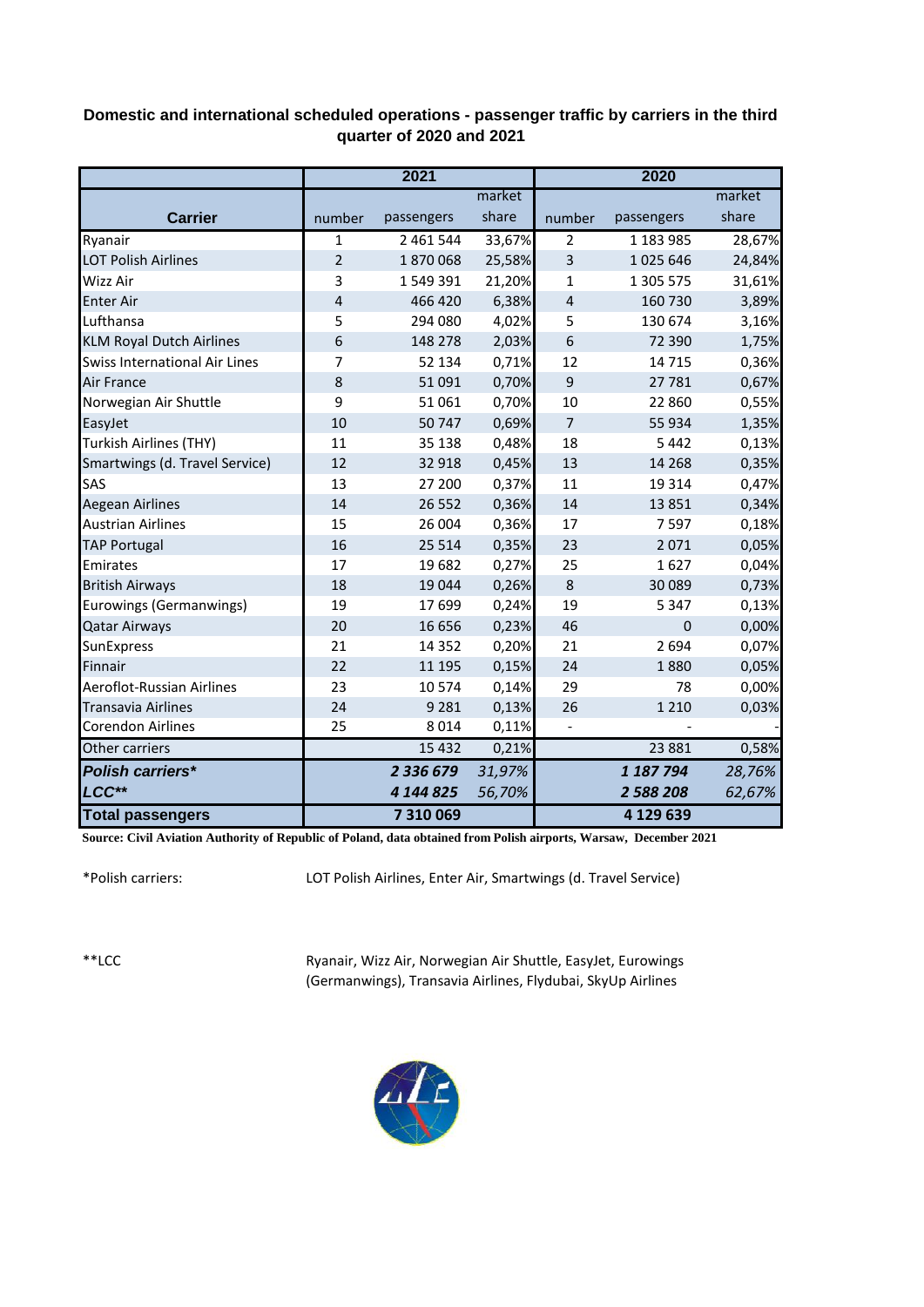**Domestic and international scheduled operations - passenger traffic by carriers in the third quarter of 2020 and 2021**

| Carrier | 2021 | | | 2020 | | |
|---|---|---|---|---|---|---|
| | number | passengers | market share | number | passengers | market share |
| Ryanair | 1 | 2 461 544 | 33,67% | 2 | 1 183 985 | 28,67% |
| LOT Polish Airlines | 2 | 1 870 068 | 25,58% | 3 | 1 025 646 | 24,84% |
| Wizz Air | 3 | 1 549 391 | 21,20% | 1 | 1 305 575 | 31,61% |
| Enter Air | 4 | 466 420 | 6,38% | 4 | 160 730 | 3,89% |
| Lufthansa | 5 | 294 080 | 4,02% | 5 | 130 674 | 3,16% |
| KLM Royal Dutch Airlines | 6 | 148 278 | 2,03% | 6 | 72 390 | 1,75% |
| Swiss International Air Lines | 7 | 52 134 | 0,71% | 12 | 14 715 | 0,36% |
| Air France | 8 | 51 091 | 0,70% | 9 | 27 781 | 0,67% |
| Norwegian Air Shuttle | 9 | 51 061 | 0,70% | 10 | 22 860 | 0,55% |
| EasyJet | 10 | 50 747 | 0,69% | 7 | 55 934 | 1,35% |
| Turkish Airlines (THY) | 11 | 35 138 | 0,48% | 18 | 5 442 | 0,13% |
| Smartwings (d. Travel Service) | 12 | 32 918 | 0,45% | 13 | 14 268 | 0,35% |
| SAS | 13 | 27 200 | 0,37% | 11 | 19 314 | 0,47% |
| Aegean Airlines | 14 | 26 552 | 0,36% | 14 | 13 851 | 0,34% |
| Austrian Airlines | 15 | 26 004 | 0,36% | 17 | 7 597 | 0,18% |
| TAP Portugal | 16 | 25 514 | 0,35% | 23 | 2 071 | 0,05% |
| Emirates | 17 | 19 682 | 0,27% | 25 | 1 627 | 0,04% |
| British Airways | 18 | 19 044 | 0,26% | 8 | 30 089 | 0,73% |
| Eurowings (Germanwings) | 19 | 17 699 | 0,24% | 19 | 5 347 | 0,13% |
| Qatar Airways | 20 | 16 656 | 0,23% | 46 | 0 | 0,00% |
| SunExpress | 21 | 14 352 | 0,20% | 21 | 2 694 | 0,07% |
| Finnair | 22 | 11 195 | 0,15% | 24 | 1 880 | 0,05% |
| Aeroflot-Russian Airlines | 23 | 10 574 | 0,14% | 29 | 78 | 0,00% |
| Transavia Airlines | 24 | 9 281 | 0,13% | 26 | 1 210 | 0,03% |
| Corendon Airlines | 25 | 8 014 | 0,11% | - | - | - |
| Other carriers | | 15 432 | 0,21% | | 23 881 | 0,58% |
| ***Polish carriers**** | | ***2 336 679*** | *31,97%* | | ***1 187 794*** | *28,76%* |
| ***LCC***** | | ***4 144 825*** | *56,70%* | | ***2 588 208*** | *62,67%* |
| **Total passengers** | | **7 310 069** | | | **4 129 639** | |

**Source: Civil Aviation Authority of Republic of Poland, data obtained from Polish airports, Warsaw, December 2021**

*Polish carriers: LOT Polish Airlines, Enter Air, Smartwings (d. Travel Service)

**LCC Ryanair, Wizz Air, Norwegian Air Shuttle, EasyJet, Eurowings (Germanwings), Transavia Airlines, Flydubai, SkyUp Airlines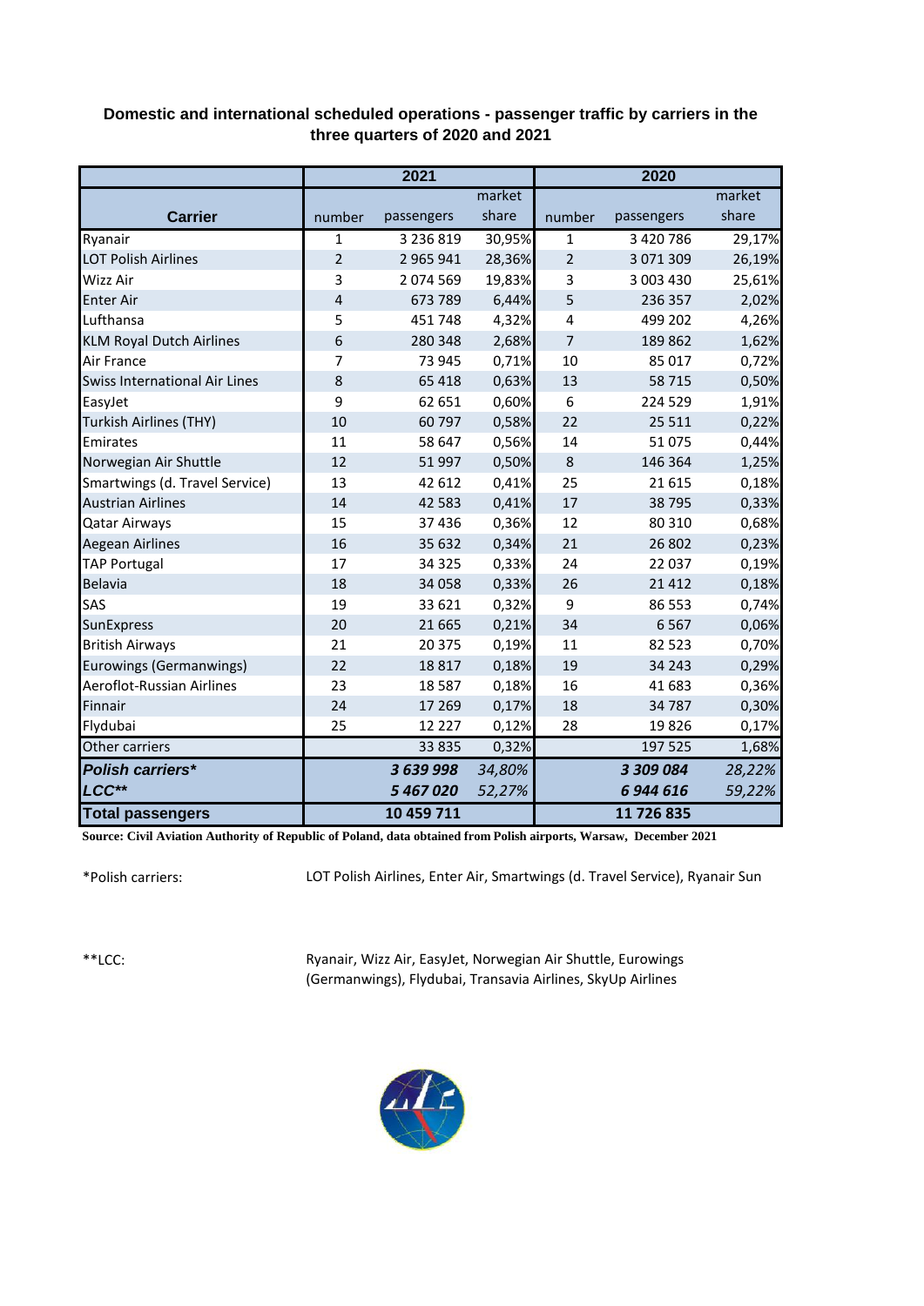**Domestic and international scheduled operations - passenger traffic by carriers in the three quarters of 2020 and 2021**

| | 2021 | | | 2020 | | |
|---|---|---|---|---|---|---|
| **Carrier** | number | passengers | market share | number | passengers | market share |
| Ryanair | 1 | 3 236 819 | 30,95% | 1 | 3 420 786 | 29,17% |
| LOT Polish Airlines | 2 | 2 965 941 | 28,36% | 2 | 3 071 309 | 26,19% |
| Wizz Air | 3 | 2 074 569 | 19,83% | 3 | 3 003 430 | 25,61% |
| Enter Air | 4 | 673 789 | 6,44% | 5 | 236 357 | 2,02% |
| Lufthansa | 5 | 451 748 | 4,32% | 4 | 499 202 | 4,26% |
| KLM Royal Dutch Airlines | 6 | 280 348 | 2,68% | 7 | 189 862 | 1,62% |
| Air France | 7 | 73 945 | 0,71% | 10 | 85 017 | 0,72% |
| Swiss International Air Lines | 8 | 65 418 | 0,63% | 13 | 58 715 | 0,50% |
| EasyJet | 9 | 62 651 | 0,60% | 6 | 224 529 | 1,91% |
| Turkish Airlines (THY) | 10 | 60 797 | 0,58% | 22 | 25 511 | 0,22% |
| Emirates | 11 | 58 647 | 0,56% | 14 | 51 075 | 0,44% |
| Norwegian Air Shuttle | 12 | 51 997 | 0,50% | 8 | 146 364 | 1,25% |
| Smartwings (d. Travel Service) | 13 | 42 612 | 0,41% | 25 | 21 615 | 0,18% |
| Austrian Airlines | 14 | 42 583 | 0,41% | 17 | 38 795 | 0,33% |
| Qatar Airways | 15 | 37 436 | 0,36% | 12 | 80 310 | 0,68% |
| Aegean Airlines | 16 | 35 632 | 0,34% | 21 | 26 802 | 0,23% |
| TAP Portugal | 17 | 34 325 | 0,33% | 24 | 22 037 | 0,19% |
| Belavia | 18 | 34 058 | 0,33% | 26 | 21 412 | 0,18% |
| SAS | 19 | 33 621 | 0,32% | 9 | 86 553 | 0,74% |
| SunExpress | 20 | 21 665 | 0,21% | 34 | 6 567 | 0,06% |
| British Airways | 21 | 20 375 | 0,19% | 11 | 82 523 | 0,70% |
| Eurowings (Germanwings) | 22 | 18 817 | 0,18% | 19 | 34 243 | 0,29% |
| Aeroflot-Russian Airlines | 23 | 18 587 | 0,18% | 16 | 41 683 | 0,36% |
| Finnair | 24 | 17 269 | 0,17% | 18 | 34 787 | 0,30% |
| Flydubai | 25 | 12 227 | 0,12% | 28 | 19 826 | 0,17% |
| Other carriers | | 33 835 | 0,32% | | 197 525 | 1,68% |
| ***Polish carriers**** | | ***3 639 998*** | *34,80%* | | ***3 309 084*** | *28,22%* |
| ***LCC***** | | ***5 467 020*** | *52,27%* | | ***6 944 616*** | *59,22%* |
| **Total passengers** | | **10 459 711** | | | **11 726 835** | |

**Source: Civil Aviation Authority of Republic of Poland, data obtained from Polish airports, Warsaw, December 2021**

*Polish carriers: LOT Polish Airlines, Enter Air, Smartwings (d. Travel Service), Ryanair Sun

**LCC: Ryanair, Wizz Air, EasyJet, Norwegian Air Shuttle, Eurowings (Germanwings), Flydubai, Transavia Airlines, SkyUp Airlines